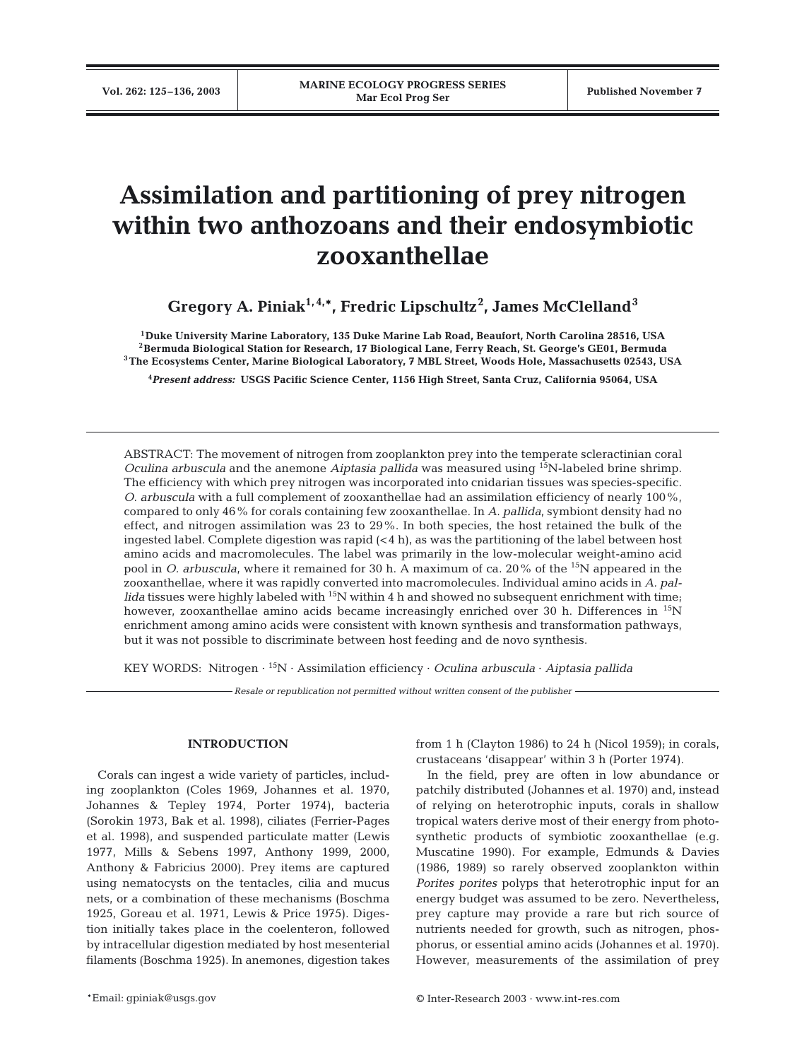# Assimilation and partitioning of prey nitrogen within two anthozoans and their endosymbiotic zooxanthellae

**Gregory A. Piniak[1,4,*], Fredric Lipschultz[2], James McClelland[3]**

[1]Duke University Marine Laboratory, 135 Duke Marine Lab Road, Beaufort, North Carolina 28516, USA
[2]Bermuda Biological Station for Research, 17 Biological Lane, Ferry Reach, St. George's GE01, Bermuda
[3]The Ecosystems Center, Marine Biological Laboratory, 7 MBL Street, Woods Hole, Massachusetts 02543, USA

[4]*Present address:* USGS Pacific Science Center, 1156 High Street, Santa Cruz, California 95064, USA

ABSTRACT: The movement of nitrogen from zooplankton prey into the temperate scleractinian coral *Oculina arbuscula* and the anemone *Aiptasia pallida* was measured using $^{15}$N-labeled brine shrimp. The efficiency with which prey nitrogen was incorporated into cnidarian tissues was species-specific. *O. arbuscula* with a full complement of zooxanthellae had an assimilation efficiency of nearly 100%, compared to only 46% for corals containing few zooxanthellae. In *A. pallida*, symbiont density had no effect, and nitrogen assimilation was 23 to 29%. In both species, the host retained the bulk of the ingested label. Complete digestion was rapid (<4 h), as was the partitioning of the label between host amino acids and macromolecules. The label was primarily in the low-molecular weight-amino acid pool in *O. arbuscula*, where it remained for 30 h. A maximum of ca. 20% of the $^{15}$N appeared in the zooxanthellae, where it was rapidly converted into macromolecules. Individual amino acids in *A. pallida* tissues were highly labeled with $^{15}$N within 4 h and showed no subsequent enrichment with time; however, zooxanthellae amino acids became increasingly enriched over 30 h. Differences in $^{15}$N enrichment among amino acids were consistent with known synthesis and transformation pathways, but it was not possible to discriminate between host feeding and de novo synthesis.

KEY WORDS: Nitrogen · $^{15}$N · Assimilation efficiency · *Oculina arbuscula* · *Aiptasia pallida*

*Resale or republication not permitted without written consent of the publisher*

## INTRODUCTION

Corals can ingest a wide variety of particles, including zooplankton (Coles 1969, Johannes et al. 1970, Johannes & Tepley 1974, Porter 1974), bacteria (Sorokin 1973, Bak et al. 1998), ciliates (Ferrier-Pages et al. 1998), and suspended particulate matter (Lewis 1977, Mills & Sebens 1997, Anthony 1999, 2000, Anthony & Fabricius 2000). Prey items are captured using nematocysts on the tentacles, cilia and mucus nets, or a combination of these mechanisms (Boschma 1925, Goreau et al. 1971, Lewis & Price 1975). Digestion initially takes place in the coelenteron, followed by intracellular digestion mediated by host mesenterial filaments (Boschma 1925). In anemones, digestion takes from 1 h (Clayton 1986) to 24 h (Nicol 1959); in corals, crustaceans 'disappear' within 3 h (Porter 1974).

In the field, prey are often in low abundance or patchily distributed (Johannes et al. 1970) and, instead of relying on heterotrophic inputs, corals in shallow tropical waters derive most of their energy from photosynthetic products of symbiotic zooxanthellae (e.g. Muscatine 1990). For example, Edmunds & Davies (1986, 1989) so rarely observed zooplankton within *Porites porites* polyps that heterotrophic input for an energy budget was assumed to be zero. Nevertheless, prey capture may provide a rare but rich source of nutrients needed for growth, such as nitrogen, phosphorus, or essential amino acids (Johannes et al. 1970). However, measurements of the assimilation of prey

*Email: gpiniak@usgs.gov

© Inter-Research 2003 · www.int-res.com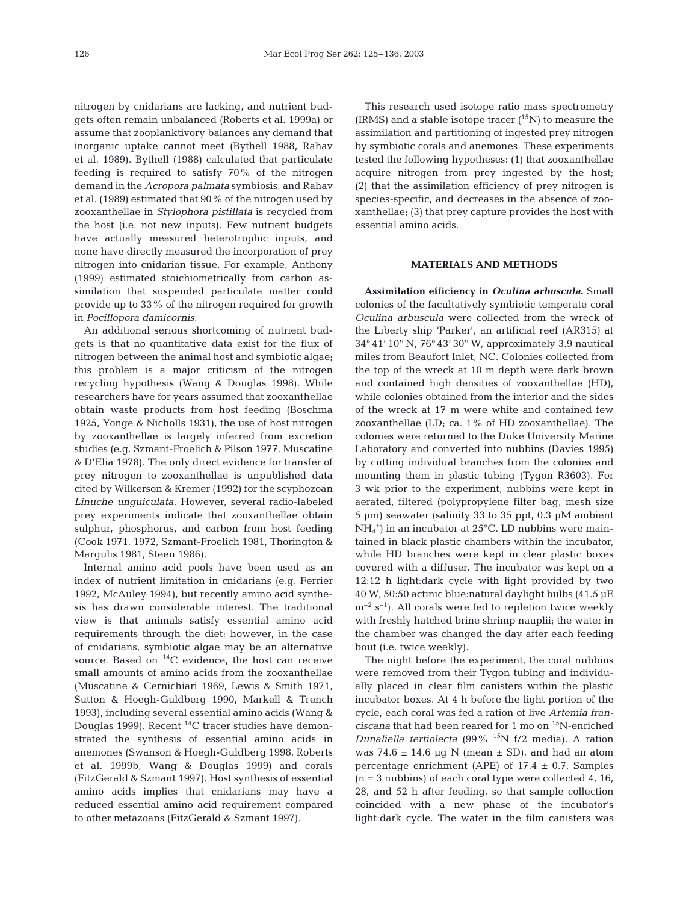nitrogen by cnidarians are lacking, and nutrient budgets often remain unbalanced (Roberts et al. 1999a) or assume that zooplanktivory balances any demand that inorganic uptake cannot meet (Bythell 1988, Rahav et al. 1989). Bythell (1988) calculated that particulate feeding is required to satisfy 70% of the nitrogen demand in the *Acropora palmata* symbiosis, and Rahav et al. (1989) estimated that 90% of the nitrogen used by zooxanthellae in *Stylophora pistillata* is recycled from the host (i.e. not new inputs). Few nutrient budgets have actually measured heterotrophic inputs, and none have directly measured the incorporation of prey nitrogen into cnidarian tissue. For example, Anthony (1999) estimated stoichiometrically from carbon assimilation that suspended particulate matter could provide up to 33% of the nitrogen required for growth in *Pocillopora damicornis*.

An additional serious shortcoming of nutrient budgets is that no quantitative data exist for the flux of nitrogen between the animal host and symbiotic algae; this problem is a major criticism of the nitrogen recycling hypothesis (Wang & Douglas 1998). While researchers have for years assumed that zooxanthellae obtain waste products from host feeding (Boschma 1925, Yonge & Nicholls 1931), the use of host nitrogen by zooxanthellae is largely inferred from excretion studies (e.g. Szmant-Froelich & Pilson 1977, Muscatine & D'Elia 1978). The only direct evidence for transfer of prey nitrogen to zooxanthellae is unpublished data cited by Wilkerson & Kremer (1992) for the scyphozoan *Linuche unguiculata*. However, several radio-labeled prey experiments indicate that zooxanthellae obtain sulphur, phosphorus, and carbon from host feeding (Cook 1971, 1972, Szmant-Froelich 1981, Thorington & Margulis 1981, Steen 1986).

Internal amino acid pools have been used as an index of nutrient limitation in cnidarians (e.g. Ferrier 1992, McAuley 1994), but recently amino acid synthesis has drawn considerable interest. The traditional view is that animals satisfy essential amino acid requirements through the diet; however, in the case of cnidarians, symbiotic algae may be an alternative source. Based on $^{14}C$ evidence, the host can receive small amounts of amino acids from the zooxanthellae (Muscatine & Cernichiari 1969, Lewis & Smith 1971, Sutton & Hoegh-Guldberg 1990, Markell & Trench 1993), including several essential amino acids (Wang & Douglas 1999). Recent $^{14}C$ tracer studies have demonstrated the synthesis of essential amino acids in anemones (Swanson & Hoegh-Guldberg 1998, Roberts et al. 1999b, Wang & Douglas 1999) and corals (FitzGerald & Szmant 1997). Host synthesis of essential amino acids implies that cnidarians may have a reduced essential amino acid requirement compared to other metazoans (FitzGerald & Szmant 1997).

This research used isotope ratio mass spectrometry (IRMS) and a stable isotope tracer ($^{15}N$) to measure the assimilation and partitioning of ingested prey nitrogen by symbiotic corals and anemones. These experiments tested the following hypotheses: (1) that zooxanthellae acquire nitrogen from prey ingested by the host; (2) that the assimilation efficiency of prey nitrogen is species-specific, and decreases in the absence of zooxanthellae; (3) that prey capture provides the host with essential amino acids.

## MATERIALS AND METHODS

**Assimilation efficiency in *Oculina arbuscula*.** Small colonies of the facultatively symbiotic temperate coral *Oculina arbuscula* were collected from the wreck of the Liberty ship 'Parker', an artificial reef (AR315) at 34° 41' 10'' N, 76° 43' 30'' W, approximately 3.9 nautical miles from Beaufort Inlet, NC. Colonies collected from the top of the wreck at 10 m depth were dark brown and contained high densities of zooxanthellae (HD), while colonies obtained from the interior and the sides of the wreck at 17 m were white and contained few zooxanthellae (LD; ca. 1% of HD zooxanthellae). The colonies were returned to the Duke University Marine Laboratory and converted into nubbins (Davies 1995) by cutting individual branches from the colonies and mounting them in plastic tubing (Tygon R3603). For 3 wk prior to the experiment, nubbins were kept in aerated, filtered (polypropylene filter bag, mesh size 5 µm) seawater (salinity 33 to 35 ppt, 0.3 µM ambient $NH_4^+$) in an incubator at 25°C. LD nubbins were maintained in black plastic chambers within the incubator, while HD branches were kept in clear plastic boxes covered with a diffuser. The incubator was kept on a 12:12 h light:dark cycle with light provided by two 40 W, 50:50 actinic blue:natural daylight bulbs (41.5 µE $m^{-2}$ $s^{-1}$). All corals were fed to repletion twice weekly with freshly hatched brine shrimp nauplii; the water in the chamber was changed the day after each feeding bout (i.e. twice weekly).

The night before the experiment, the coral nubbins were removed from their Tygon tubing and individually placed in clear film canisters within the plastic incubator boxes. At 4 h before the light portion of the cycle, each coral was fed a ration of live *Artemia franciscana* that had been reared for 1 mo on $^{15}N$-enriched *Dunaliella tertiolecta* (99% $^{15}N$ f/2 media). A ration was 74.6 ± 14.6 µg N (mean ± SD), and had an atom percentage enrichment (APE) of 17.4 ± 0.7. Samples (n = 3 nubbins) of each coral type were collected 4, 16, 28, and 52 h after feeding, so that sample collection coincided with a new phase of the incubator's light:dark cycle. The water in the film canisters was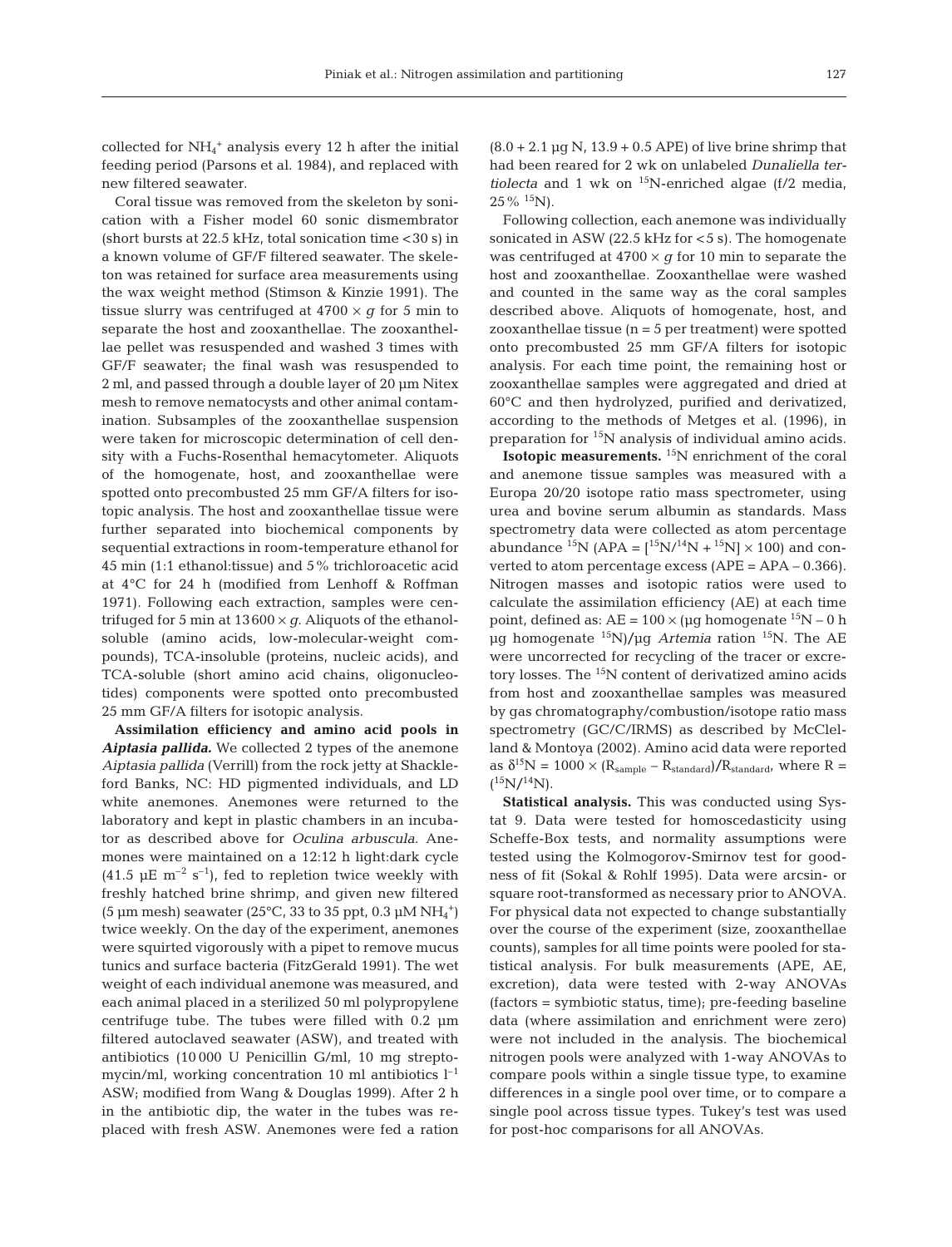collected for $NH_4^+$ analysis every 12 h after the initial feeding period (Parsons et al. 1984), and replaced with new filtered seawater.

Coral tissue was removed from the skeleton by sonication with a Fisher model 60 sonic dismembrator (short bursts at 22.5 kHz, total sonication time <30 s) in a known volume of GF/F filtered seawater. The skeleton was retained for surface area measurements using the wax weight method (Stimson & Kinzie 1991). The tissue slurry was centrifuged at 4700 × *g* for 5 min to separate the host and zooxanthellae. The zooxanthellae pellet was resuspended and washed 3 times with GF/F seawater; the final wash was resuspended to 2 ml, and passed through a double layer of 20 µm Nitex mesh to remove nematocysts and other animal contamination. Subsamples of the zooxanthellae suspension were taken for microscopic determination of cell density with a Fuchs-Rosenthal hemacytometer. Aliquots of the homogenate, host, and zooxanthellae were spotted onto precombusted 25 mm GF/A filters for isotopic analysis. The host and zooxanthellae tissue were further separated into biochemical components by sequential extractions in room-temperature ethanol for 45 min (1:1 ethanol:tissue) and 5% trichloroacetic acid at 4°C for 24 h (modified from Lenhoff & Roffman 1971). Following each extraction, samples were centrifuged for 5 min at 13600 × *g*. Aliquots of the ethanol-soluble (amino acids, low-molecular-weight compounds), TCA-insoluble (proteins, nucleic acids), and TCA-soluble (short amino acid chains, oligonucleotides) components were spotted onto precombusted 25 mm GF/A filters for isotopic analysis.

**Assimilation efficiency and amino acid pools in *Aiptasia pallida*.** We collected 2 types of the anemone *Aiptasia pallida* (Verrill) from the rock jetty at Shackleford Banks, NC: HD pigmented individuals, and LD white anemones. Anemones were returned to the laboratory and kept in plastic chambers in an incubator as described above for *Oculina arbuscula*. Anemones were maintained on a 12:12 h light:dark cycle (41.5 µE $m^{-2}$ $s^{-1}$), fed to repletion twice weekly with freshly hatched brine shrimp, and given new filtered (5 µm mesh) seawater (25°C, 33 to 35 ppt, 0.3 µM $NH_4^+$) twice weekly. On the day of the experiment, anemones were squirted vigorously with a pipet to remove mucus tunics and surface bacteria (FitzGerald 1991). The wet weight of each individual anemone was measured, and each animal placed in a sterilized 50 ml polypropylene centrifuge tube. The tubes were filled with 0.2 µm filtered autoclaved seawater (ASW), and treated with antibiotics (10000 U Penicillin G/ml, 10 mg streptomycin/ml, working concentration 10 ml antibiotics $l^{-1}$ ASW; modified from Wang & Douglas 1999). After 2 h in the antibiotic dip, the water in the tubes was replaced with fresh ASW. Anemones were fed a ration (8.0 + 2.1 µg N, 13.9 + 0.5 APE) of live brine shrimp that had been reared for 2 wk on unlabeled *Dunaliella tertiolecta* and 1 wk on $^{15}N$-enriched algae (f/2 media, 25% $^{15}N$).

Following collection, each anemone was individually sonicated in ASW (22.5 kHz for <5 s). The homogenate was centrifuged at 4700 × *g* for 10 min to separate the host and zooxanthellae. Zooxanthellae were washed and counted in the same way as the coral samples described above. Aliquots of homogenate, host, and zooxanthellae tissue (n = 5 per treatment) were spotted onto precombusted 25 mm GF/A filters for isotopic analysis. For each time point, the remaining host or zooxanthellae samples were aggregated and dried at 60°C and then hydrolyzed, purified and derivatized, according to the methods of Metges et al. (1996), in preparation for $^{15}N$ analysis of individual amino acids.

**Isotopic measurements.** $^{15}N$ enrichment of the coral and anemone tissue samples was measured with a Europa 20/20 isotope ratio mass spectrometer, using urea and bovine serum albumin as standards. Mass spectrometry data were collected as atom percentage abundance $^{15}N$ (APA = $[^{15}N/^{14}N + ^{15}N] \times 100$) and converted to atom percentage excess (APE = APA – 0.366). Nitrogen masses and isotopic ratios were used to calculate the assimilation efficiency (AE) at each time point, defined as: AE = 100 × (µg homogenate $^{15}N$ – 0 h µg homogenate $^{15}N$)/µg *Artemia* ration $^{15}N$. The AE were uncorrected for recycling of the tracer or excretory losses. The $^{15}N$ content of derivatized amino acids from host and zooxanthellae samples was measured by gas chromatography/combustion/isotope ratio mass spectrometry (GC/C/IRMS) as described by McClelland & Montoya (2002). Amino acid data were reported as $\delta^{15}N = 1000 \times (R_{sample} - R_{standard})/R_{standard}$, where R = $(^{15}N/^{14}N)$.

**Statistical analysis.** This was conducted using Systat 9. Data were tested for homoscedasticity using Scheffe-Box tests, and normality assumptions were tested using the Kolmogorov-Smirnov test for goodness of fit (Sokal & Rohlf 1995). Data were arcsin- or square root-transformed as necessary prior to ANOVA. For physical data not expected to change substantially over the course of the experiment (size, zooxanthellae counts), samples for all time points were pooled for statistical analysis. For bulk measurements (APE, AE, excretion), data were tested with 2-way ANOVAs (factors = symbiotic status, time); pre-feeding baseline data (where assimilation and enrichment were zero) were not included in the analysis. The biochemical nitrogen pools were analyzed with 1-way ANOVAs to compare pools within a single tissue type, to examine differences in a single pool over time, or to compare a single pool across tissue types. Tukey's test was used for post-hoc comparisons for all ANOVAs.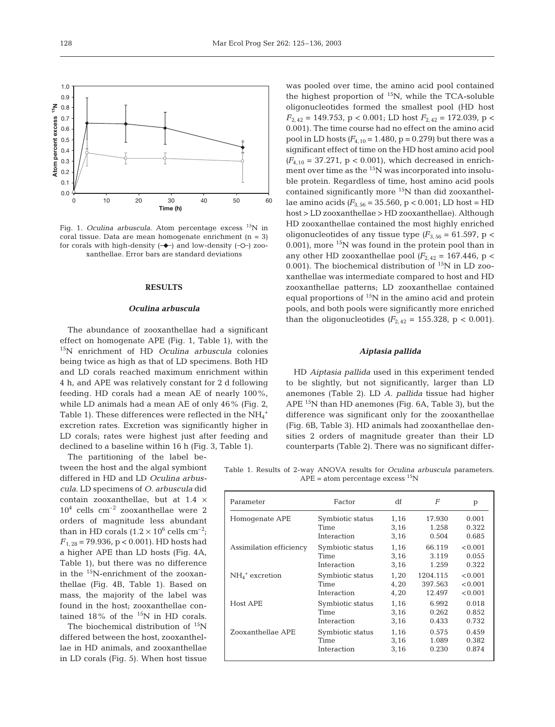Fig. 1. *Oculina arbuscula.* Atom percentage excess $^{15}N$ in coral tissue. Data are mean homogenate enrichment (n = 3) for corals with high-density (–◆–) and low-density (–○–) zooxanthellae. Error bars are standard deviations

## RESULTS

### *Oculina arbuscula*

The abundance of zooxanthellae had a significant effect on homogenate APE (Fig. 1, Table 1), with the $^{15}N$ enrichment of HD *Oculina arbuscula* colonies being twice as high as that of LD specimens. Both HD and LD corals reached maximum enrichment within 4 h, and APE was relatively constant for 2 d following feeding. HD corals had a mean AE of nearly 100%, while LD animals had a mean AE of only 46% (Fig. 2, Table 1). These differences were reflected in the $NH_4^+$ excretion rates. Excretion was significantly higher in LD corals; rates were highest just after feeding and declined to a baseline within 16 h (Fig. 3, Table 1).

The partitioning of the label between the host and the algal symbiont differed in HD and LD *Oculina arbuscula*. LD specimens of *O. arbuscula* did contain zooxanthellae, but at $1.4 \times 10^4$ cells $cm^{-2}$ zooxanthellae were 2 orders of magnitude less abundant than in HD corals ($1.2 \times 10^6$ cells $cm^{-2}$; $F_{1,28} = 79.936$, $p < 0.001$). HD hosts had a higher APE than LD hosts (Fig. 4A, Table 1), but there was no difference in the $^{15}N$-enrichment of the zooxanthellae (Fig. 4B, Table 1). Based on mass, the majority of the label was found in the host; zooxanthellae contained 18% of the $^{15}N$ in HD corals.

The biochemical distribution of $^{15}N$ differed between the host, zooxanthellae in HD animals, and zooxanthellae in LD corals (Fig. 5). When host tissue was pooled over time, the amino acid pool contained the highest proportion of $^{15}N$, while the TCA-soluble oligonucleotides formed the smallest pool (HD host $F_{2,42} = 149.753$, $p < 0.001$; LD host $F_{2,42} = 172.039$, $p < 0.001$). The time course had no effect on the amino acid pool in LD hosts ($F_{4,10} = 1.480$, $p = 0.279$) but there was a significant effect of time on the HD host amino acid pool ($F_{4,10} = 37.271$, $p < 0.001$), which decreased in enrichment over time as the $^{15}N$ was incorporated into insoluble protein. Regardless of time, host amino acid pools contained significantly more $^{15}N$ than did zooxanthellae amino acids ($F_{3,56} = 35.560$, $p < 0.001$; LD host = HD host > LD zooxanthellae > HD zooxanthellae). Although HD zooxanthellae contained the most highly enriched oligonucleotides of any tissue type ($F_{3,56} = 61.597$, $p < 0.001$), more $^{15}N$ was found in the protein pool than in any other HD zooxanthellae pool ($F_{2,42} = 167.446$, $p < 0.001$). The biochemical distribution of $^{15}N$ in LD zooxanthellae was intermediate compared to host and HD zooxanthellae patterns; LD zooxanthellae contained equal proportions of $^{15}N$ in the amino acid and protein pools, and both pools were significantly more enriched than the oligonucleotides ($F_{2,42} = 155.328$, $p < 0.001$).

### *Aiptasia pallida*

HD *Aiptasia pallida* used in this experiment tended to be slightly, but not significantly, larger than LD anemones (Table 2). LD *A. pallida* tissue had higher APE $^{15}N$ than HD anemones (Fig. 6A, Table 3), but the difference was significant only for the zooxanthellae (Fig. 6B, Table 3). HD animals had zooxanthellae densities 2 orders of magnitude greater than their LD counterparts (Table 2). There was no significant differ-

Table 1. Results of 2-way ANOVA results for *Oculina arbuscula* parameters. APE = atom percentage excess $^{15}N$

| Parameter | Factor | df | *F* | p |
|---|---|---|---|---|
| Homogenate APE | Symbiotic status | 1,16 | 17.930 | 0.001 |
| | Time | 3,16 | 1.258 | 0.322 |
| | Interaction | 3,16 | 0.504 | 0.685 |
| Assimilation efficiency | Symbiotic status | 1,16 | 66.119 | <0.001 |
| | Time | 3,16 | 3.119 | 0.055 |
| | Interaction | 3,16 | 1.259 | 0.322 |
| $NH_4^+$ excretion | Symbiotic status | 1,20 | 1204.115 | <0.001 |
| | Time | 4,20 | 397.563 | <0.001 |
| | Interaction | 4,20 | 12.497 | <0.001 |
| Host APE | Symbiotic status | 1,16 | 6.992 | 0.018 |
| | Time | 3,16 | 0.262 | 0.852 |
| | Interaction | 3,16 | 0.433 | 0.732 |
| Zooxanthellae APE | Symbiotic status | 1,16 | 0.575 | 0.459 |
| | Time | 3,16 | 1.089 | 0.382 |
| | Interaction | 3,16 | 0.230 | 0.874 |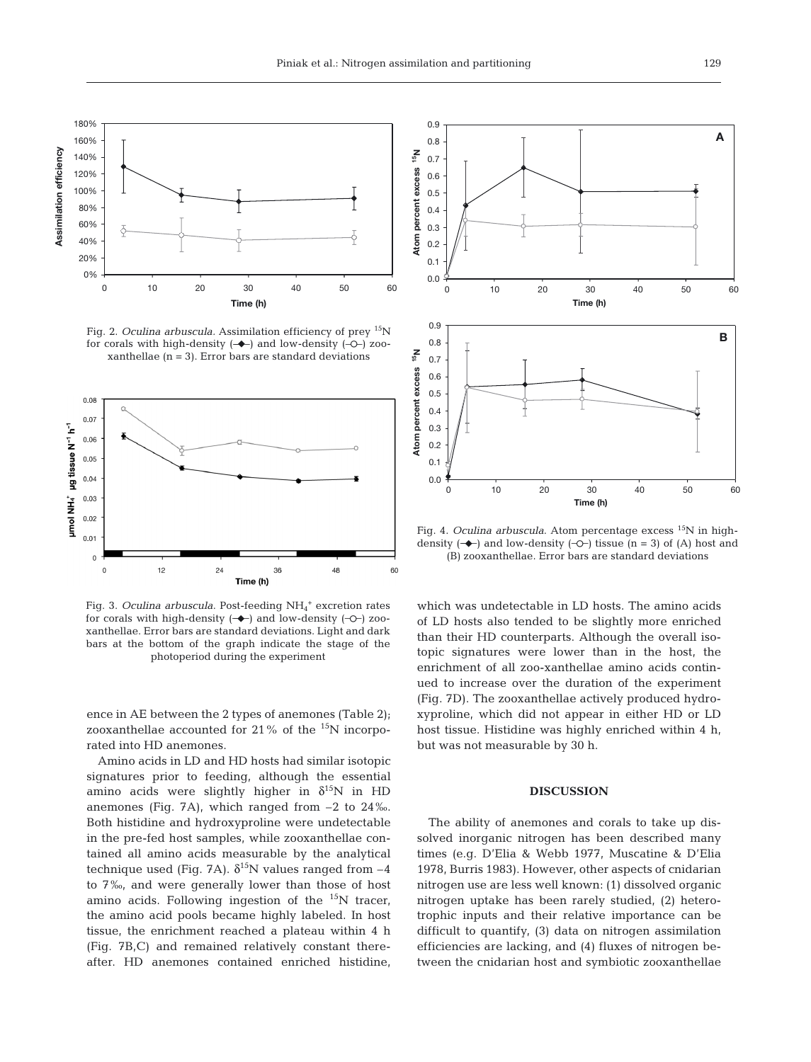Fig. 2. *Oculina arbuscula*. Assimilation efficiency of prey $^{15}N$ for corals with high-density (–◆–) and low-density (–○–) zooxanthellae (n = 3). Error bars are standard deviations

Fig. 3. *Oculina arbuscula*. Post-feeding $NH_4^+$ excretion rates for corals with high-density (–◆–) and low-density (–○–) zooxanthellae. Error bars are standard deviations. Light and dark bars at the bottom of the graph indicate the stage of the photoperiod during the experiment

Fig. 4. *Oculina arbuscula*. Atom percentage excess $^{15}N$ in high-density (–◆–) and low-density (–○–) tissue (n = 3) of (A) host and (B) zooxanthellae. Error bars are standard deviations

ence in AE between the 2 types of anemones (Table 2); zooxanthellae accounted for 21% of the $^{15}N$ incorporated into HD anemones.

Amino acids in LD and HD hosts had similar isotopic signatures prior to feeding, although the essential amino acids were slightly higher in $\delta^{15}N$ in HD anemones (Fig. 7A), which ranged from –2 to 24‰. Both histidine and hydroxyproline were undetectable in the pre-fed host samples, while zooxanthellae contained all amino acids measurable by the analytical technique used (Fig. 7A). $\delta^{15}N$ values ranged from –4 to 7‰, and were generally lower than those of host amino acids. Following ingestion of the $^{15}N$ tracer, the amino acid pools became highly labeled. In host tissue, the enrichment reached a plateau within 4 h (Fig. 7B,C) and remained relatively constant thereafter. HD anemones contained enriched histidine, which was undetectable in LD hosts. The amino acids of LD hosts also tended to be slightly more enriched than their HD counterparts. Although the overall isotopic signatures were lower than in the host, the enrichment of all zoo-xanthellae amino acids continued to increase over the duration of the experiment (Fig. 7D). The zooxanthellae actively produced hydroxyproline, which did not appear in either HD or LD host tissue. Histidine was highly enriched within 4 h, but was not measurable by 30 h.

## DISCUSSION

The ability of anemones and corals to take up dissolved inorganic nitrogen has been described many times (e.g. D'Elia & Webb 1977, Muscatine & D'Elia 1978, Burris 1983). However, other aspects of cnidarian nitrogen use are less well known: (1) dissolved organic nitrogen uptake has been rarely studied, (2) heterotrophic inputs and their relative importance can be difficult to quantify, (3) data on nitrogen assimilation efficiencies are lacking, and (4) fluxes of nitrogen between the cnidarian host and symbiotic zooxanthellae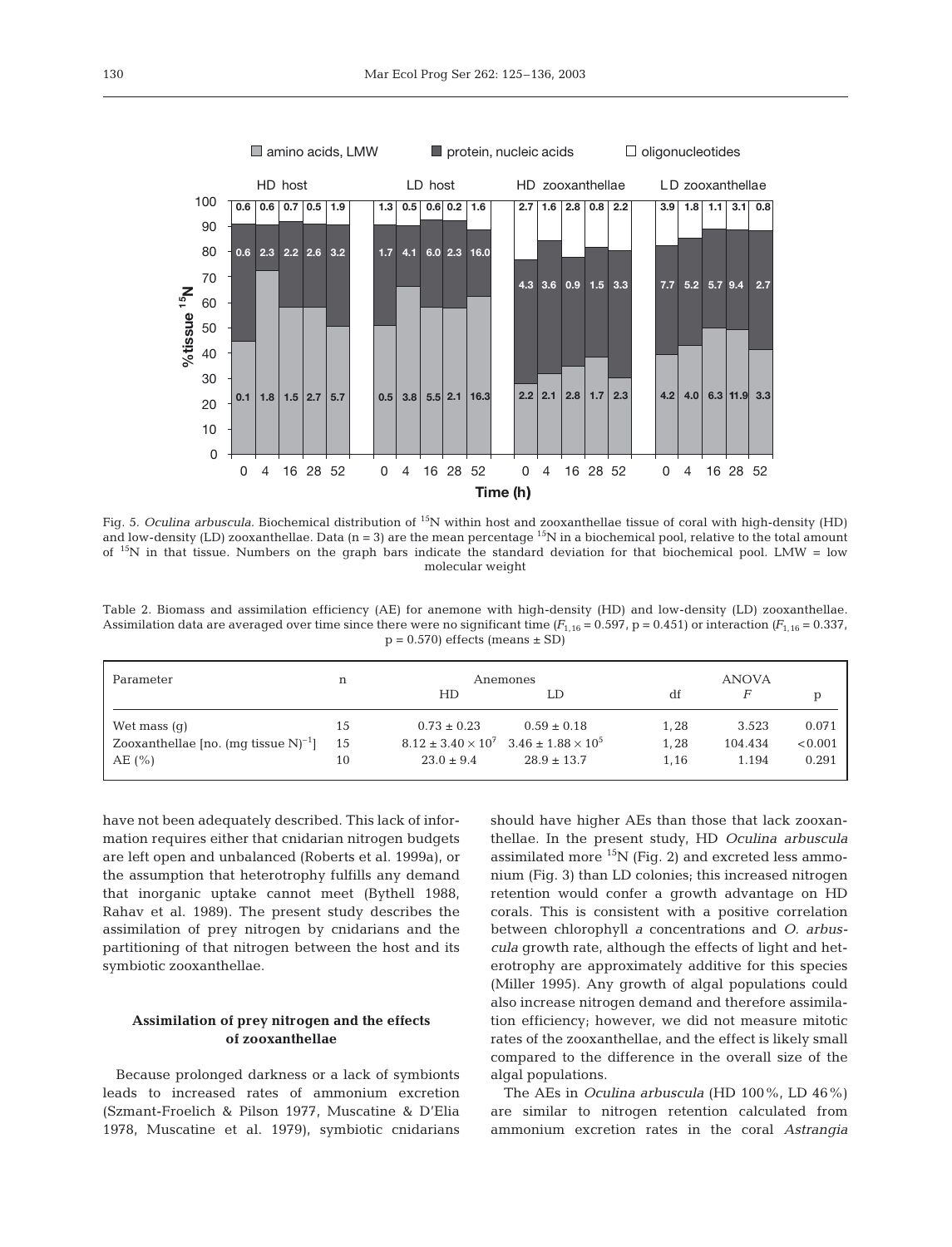Fig. 5. *Oculina arbuscula.* Biochemical distribution of $^{15}N$ within host and zooxanthellae tissue of coral with high-density (HD) and low-density (LD) zooxanthellae. Data (n = 3) are the mean percentage $^{15}N$ in a biochemical pool, relative to the total amount of $^{15}N$ in that tissue. Numbers on the graph bars indicate the standard deviation for that biochemical pool. LMW = low molecular weight

Table 2. Biomass and assimilation efficiency (AE) for anemone with high-density (HD) and low-density (LD) zooxanthellae. Assimilation data are averaged over time since there were no significant time ($F_{1,16}$ = 0.597, p = 0.451) or interaction ($F_{1,16}$ = 0.337, p = 0.570) effects (means ± SD)

| Parameter | n | Anemones | | ANOVA | | |
|---|---|---|---|---|---|---|
| | | HD | LD | df | $F$ | p |
| Wet mass (g) | 15 | 0.73 ± 0.23 | 0.59 ± 0.18 | 1, 28 | 3.523 | 0.071 |
| Zooxanthellae [no. (mg tissue N)$^{-1}$] | 15 | $8.12 \pm 3.40 \times 10^7$ | $3.46 \pm 1.88 \times 10^5$ | 1, 28 | 104.434 | <0.001 |
| AE (%) | 10 | 23.0 ± 9.4 | 28.9 ± 13.7 | 1, 16 | 1.194 | 0.291 |

have not been adequately described. This lack of information requires either that cnidarian nitrogen budgets are left open and unbalanced (Roberts et al. 1999a), or the assumption that heterotrophy fulfills any demand that inorganic uptake cannot meet (Bythell 1988, Rahav et al. 1989). The present study describes the assimilation of prey nitrogen by cnidarians and the partitioning of that nitrogen between the host and its symbiotic zooxanthellae.

### Assimilation of prey nitrogen and the effects of zooxanthellae

Because prolonged darkness or a lack of symbionts leads to increased rates of ammonium excretion (Szmant-Froelich & Pilson 1977, Muscatine & D'Elia 1978, Muscatine et al. 1979), symbiotic cnidarians should have higher AEs than those that lack zooxanthellae. In the present study, HD *Oculina arbuscula* assimilated more $^{15}N$ (Fig. 2) and excreted less ammonium (Fig. 3) than LD colonies; this increased nitrogen retention would confer a growth advantage on HD corals. This is consistent with a positive correlation between chlorophyll *a* concentrations and *O. arbuscula* growth rate, although the effects of light and heterotrophy are approximately additive for this species (Miller 1995). Any growth of algal populations could also increase nitrogen demand and therefore assimilation efficiency; however, we did not measure mitotic rates of the zooxanthellae, and the effect is likely small compared to the difference in the overall size of the algal populations.

The AEs in *Oculina arbuscula* (HD 100%, LD 46%) are similar to nitrogen retention calculated from ammonium excretion rates in the coral *Astrangia*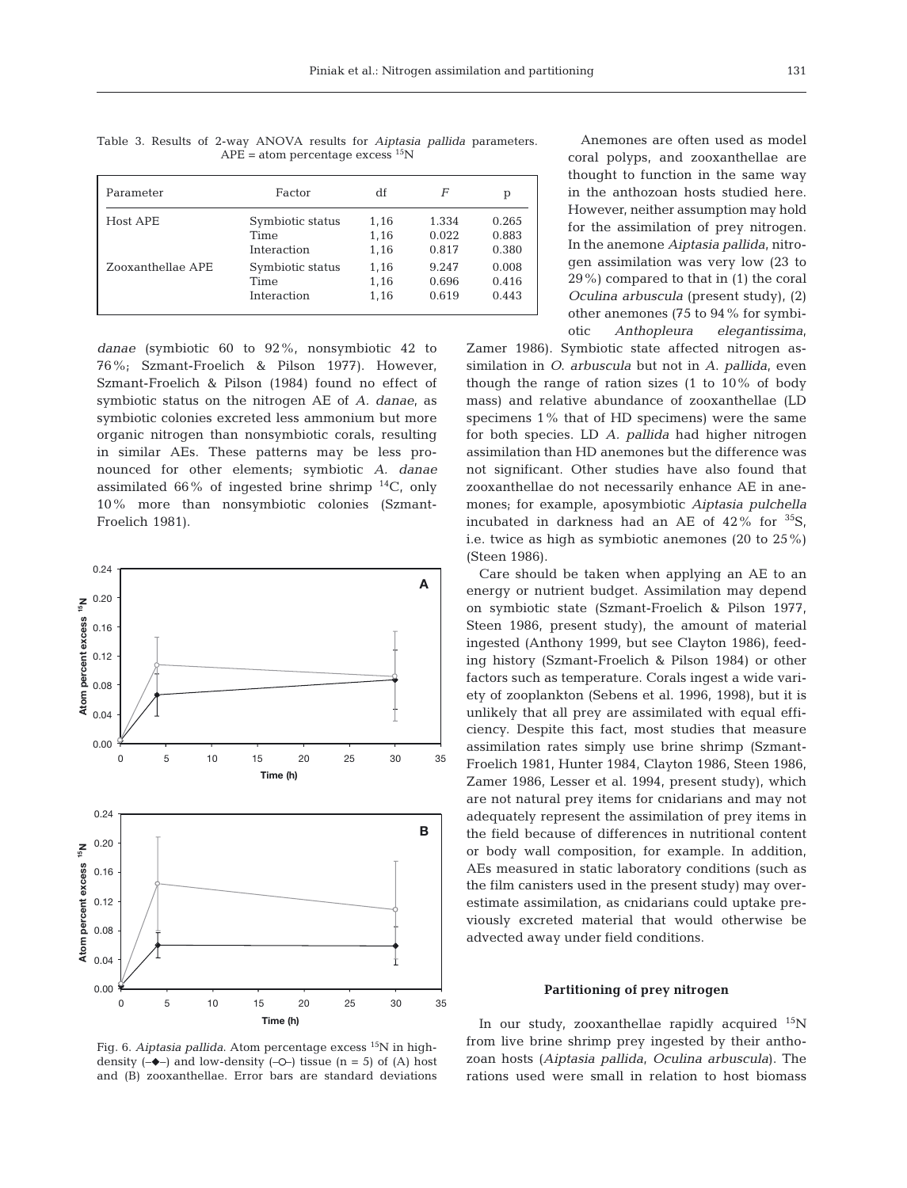Table 3. Results of 2-way ANOVA results for *Aiptasia pallida* parameters. APE = atom percentage excess $^{15}N$

| Parameter | Factor | df | $F$ | p |
|---|---|---|---|---|
| Host APE | Symbiotic status | 1,16 | 1.334 | 0.265 |
| | Time | 1,16 | 0.022 | 0.883 |
| | Interaction | 1,16 | 0.817 | 0.380 |
| Zooxanthellae APE | Symbiotic status | 1,16 | 9.247 | 0.008 |
| | Time | 1,16 | 0.696 | 0.416 |
| | Interaction | 1,16 | 0.619 | 0.443 |

*danae* (symbiotic 60 to 92%, nonsymbiotic 42 to 76%; Szmant-Froelich & Pilson 1977). However, Szmant-Froelich & Pilson (1984) found no effect of symbiotic status on the nitrogen AE of *A. danae*, as symbiotic colonies excreted less ammonium but more organic nitrogen than nonsymbiotic corals, resulting in similar AEs. These patterns may be less pronounced for other elements; symbiotic *A. danae* assimilated 66% of ingested brine shrimp $^{14}C$, only 10% more than nonsymbiotic colonies (Szmant-Froelich 1981).

Fig. 6. *Aiptasia pallida*. Atom percentage excess $^{15}N$ in high-density (–◆–) and low-density (–○–) tissue (n = 5) of (A) host and (B) zooxanthellae. Error bars are standard deviations

Anemones are often used as model coral polyps, and zooxanthellae are thought to function in the same way in the anthozoan hosts studied here. However, neither assumption may hold for the assimilation of prey nitrogen. In the anemone *Aiptasia pallida*, nitrogen assimilation was very low (23 to 29%) compared to that in (1) the coral *Oculina arbuscula* (present study), (2) other anemones (75 to 94% for symbiotic *Anthopleura elegantissima*, Zamer 1986). Symbiotic state affected nitrogen assimilation in *O. arbuscula* but not in *A. pallida*, even though the range of ration sizes (1 to 10% of body mass) and relative abundance of zooxanthellae (LD specimens 1% that of HD specimens) were the same for both species. LD *A. pallida* had higher nitrogen assimilation than HD anemones but the difference was not significant. Other studies have also found that zooxanthellae do not necessarily enhance AE in anemones; for example, aposymbiotic *Aiptasia pulchella* incubated in darkness had an AE of 42% for $^{35}S$, i.e. twice as high as symbiotic anemones (20 to 25%) (Steen 1986).

Care should be taken when applying an AE to an energy or nutrient budget. Assimilation may depend on symbiotic state (Szmant-Froelich & Pilson 1977, Steen 1986, present study), the amount of material ingested (Anthony 1999, but see Clayton 1986), feeding history (Szmant-Froelich & Pilson 1984) or other factors such as temperature. Corals ingest a wide variety of zooplankton (Sebens et al. 1996, 1998), but it is unlikely that all prey are assimilated with equal efficiency. Despite this fact, most studies that measure assimilation rates simply use brine shrimp (Szmant-Froelich 1981, Hunter 1984, Clayton 1986, Steen 1986, Zamer 1986, Lesser et al. 1994, present study), which are not natural prey items for cnidarians and may not adequately represent the assimilation of prey items in the field because of differences in nutritional content or body wall composition, for example. In addition, AEs measured in static laboratory conditions (such as the film canisters used in the present study) may overestimate assimilation, as cnidarians could uptake previously excreted material that would otherwise be advected away under field conditions.

## Partitioning of prey nitrogen

In our study, zooxanthellae rapidly acquired $^{15}N$ from live brine shrimp prey ingested by their anthozoan hosts (*Aiptasia pallida*, *Oculina arbuscula*). The rations used were small in relation to host biomass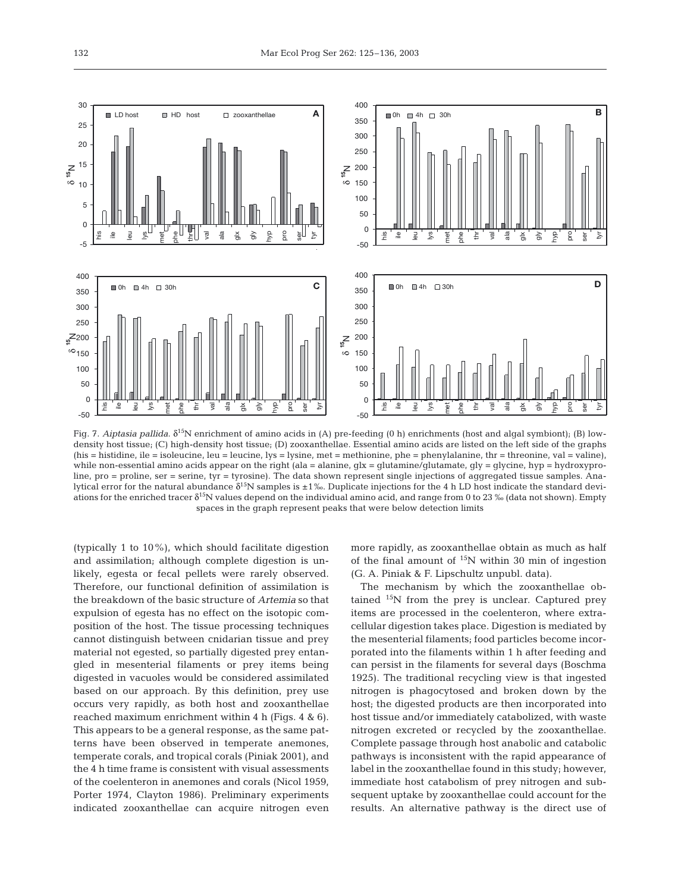Fig. 7. *Aiptasia pallida.* $\delta^{15}N$ enrichment of amino acids in (A) pre-feeding (0 h) enrichments (host and algal symbiont); (B) low-density host tissue; (C) high-density host tissue; (D) zooxanthellae. Essential amino acids are listed on the left side of the graphs (his = histidine, ile = isoleucine, leu = leucine, lys = lysine, met = methionine, phe = phenylalanine, thr = threonine, val = valine), while non-essential amino acids appear on the right (ala = alanine, glx = glutamine/glutamate, gly = glycine, hyp = hydroxyproline, pro = proline, ser = serine, tyr = tyrosine). The data shown represent single injections of aggregated tissue samples. Analytical error for the natural abundance $\delta^{15}N$ samples is ±1‰. Duplicate injections for the 4 h LD host indicate the standard deviations for the enriched tracer $\delta^{15}N$ values depend on the individual amino acid, and range from 0 to 23 ‰ (data not shown). Empty spaces in the graph represent peaks that were below detection limits

(typically 1 to 10%), which should facilitate digestion and assimilation; although complete digestion is unlikely, egesta or fecal pellets were rarely observed. Therefore, our functional definition of assimilation is the breakdown of the basic structure of *Artemia* so that expulsion of egesta has no effect on the isotopic composition of the host. The tissue processing techniques cannot distinguish between cnidarian tissue and prey material not egested, so partially digested prey entangled in mesenterial filaments or prey items being digested in vacuoles would be considered assimilated based on our approach. By this definition, prey use occurs very rapidly, as both host and zooxanthellae reached maximum enrichment within 4 h (Figs. 4 & 6). This appears to be a general response, as the same patterns have been observed in temperate anemones, temperate corals, and tropical corals (Piniak 2001), and the 4 h time frame is consistent with visual assessments of the coelenteron in anemones and corals (Nicol 1959, Porter 1974, Clayton 1986). Preliminary experiments indicated zooxanthellae can acquire nitrogen even more rapidly, as zooxanthellae obtain as much as half of the final amount of $^{15}N$ within 30 min of ingestion (G. A. Piniak & F. Lipschultz unpubl. data).

The mechanism by which the zooxanthellae obtained $^{15}N$ from the prey is unclear. Captured prey items are processed in the coelenteron, where extracellular digestion takes place. Digestion is mediated by the mesenterial filaments; food particles become incorporated into the filaments within 1 h after feeding and can persist in the filaments for several days (Boschma 1925). The traditional recycling view is that ingested nitrogen is phagocytosed and broken down by the host; the digested products are then incorporated into host tissue and/or immediately catabolized, with waste nitrogen excreted or recycled by the zooxanthellae. Complete passage through host anabolic and catabolic pathways is inconsistent with the rapid appearance of label in the zooxanthellae found in this study; however, immediate host catabolism of prey nitrogen and subsequent uptake by zooxanthellae could account for the results. An alternative pathway is the direct use of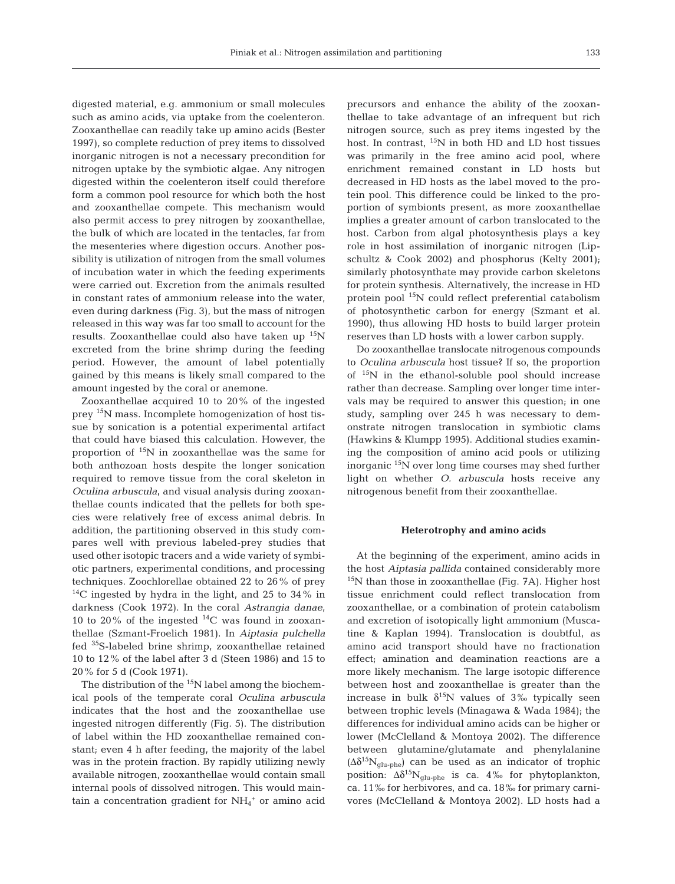digested material, e.g. ammonium or small molecules such as amino acids, via uptake from the coelenteron. Zooxanthellae can readily take up amino acids (Bester 1997), so complete reduction of prey items to dissolved inorganic nitrogen is not a necessary precondition for nitrogen uptake by the symbiotic algae. Any nitrogen digested within the coelenteron itself could therefore form a common pool resource for which both the host and zooxanthellae compete. This mechanism would also permit access to prey nitrogen by zooxanthellae, the bulk of which are located in the tentacles, far from the mesenteries where digestion occurs. Another possibility is utilization of nitrogen from the small volumes of incubation water in which the feeding experiments were carried out. Excretion from the animals resulted in constant rates of ammonium release into the water, even during darkness (Fig. 3), but the mass of nitrogen released in this way was far too small to account for the results. Zooxanthellae could also have taken up $^{15}N$ excreted from the brine shrimp during the feeding period. However, the amount of label potentially gained by this means is likely small compared to the amount ingested by the coral or anemone.

Zooxanthellae acquired 10 to 20% of the ingested prey $^{15}N$ mass. Incomplete homogenization of host tissue by sonication is a potential experimental artifact that could have biased this calculation. However, the proportion of $^{15}N$ in zooxanthellae was the same for both anthozoan hosts despite the longer sonication required to remove tissue from the coral skeleton in *Oculina arbuscula*, and visual analysis during zooxanthellae counts indicated that the pellets for both species were relatively free of excess animal debris. In addition, the partitioning observed in this study compares well with previous labeled-prey studies that used other isotopic tracers and a wide variety of symbiotic partners, experimental conditions, and processing techniques. Zoochlorellae obtained 22 to 26% of prey $^{14}C$ ingested by hydra in the light, and 25 to 34% in darkness (Cook 1972). In the coral *Astrangia danae*, 10 to 20% of the ingested $^{14}C$ was found in zooxanthellae (Szmant-Froelich 1981). In *Aiptasia pulchella* fed $^{35}S$-labeled brine shrimp, zooxanthellae retained 10 to 12% of the label after 3 d (Steen 1986) and 15 to 20% for 5 d (Cook 1971).

The distribution of the $^{15}N$ label among the biochemical pools of the temperate coral *Oculina arbuscula* indicates that the host and the zooxanthellae use ingested nitrogen differently (Fig. 5). The distribution of label within the HD zooxanthellae remained constant; even 4 h after feeding, the majority of the label was in the protein fraction. By rapidly utilizing newly available nitrogen, zooxanthellae would contain small internal pools of dissolved nitrogen. This would maintain a concentration gradient for $NH_4^+$ or amino acid precursors and enhance the ability of the zooxanthellae to take advantage of an infrequent but rich nitrogen source, such as prey items ingested by the host. In contrast, $^{15}N$ in both HD and LD host tissues was primarily in the free amino acid pool, where enrichment remained constant in LD hosts but decreased in HD hosts as the label moved to the protein pool. This difference could be linked to the proportion of symbionts present, as more zooxanthellae implies a greater amount of carbon translocated to the host. Carbon from algal photosynthesis plays a key role in host assimilation of inorganic nitrogen (Lipschultz & Cook 2002) and phosphorus (Kelty 2001); similarly photosynthate may provide carbon skeletons for protein synthesis. Alternatively, the increase in HD protein pool $^{15}N$ could reflect preferential catabolism of photosynthetic carbon for energy (Szmant et al. 1990), thus allowing HD hosts to build larger protein reserves than LD hosts with a lower carbon supply.

Do zooxanthellae translocate nitrogenous compounds to *Oculina arbuscula* host tissue? If so, the proportion of $^{15}N$ in the ethanol-soluble pool should increase rather than decrease. Sampling over longer time intervals may be required to answer this question; in one study, sampling over 245 h was necessary to demonstrate nitrogen translocation in symbiotic clams (Hawkins & Klumpp 1995). Additional studies examining the composition of amino acid pools or utilizing inorganic $^{15}N$ over long time courses may shed further light on whether *O. arbuscula* hosts receive any nitrogenous benefit from their zooxanthellae.

### Heterotrophy and amino acids

At the beginning of the experiment, amino acids in the host *Aiptasia pallida* contained considerably more $^{15}N$ than those in zooxanthellae (Fig. 7A). Higher host tissue enrichment could reflect translocation from zooxanthellae, or a combination of protein catabolism and excretion of isotopically light ammonium (Muscatine & Kaplan 1994). Translocation is doubtful, as amino acid transport should have no fractionation effect; amination and deamination reactions are a more likely mechanism. The large isotopic difference between host and zooxanthellae is greater than the increase in bulk $\delta^{15}N$ values of 3‰ typically seen between trophic levels (Minagawa & Wada 1984); the differences for individual amino acids can be higher or lower (McClelland & Montoya 2002). The difference between glutamine/glutamate and phenylalanine ($\Delta\delta^{15}N_{glu\text{-}phe}$) can be used as an indicator of trophic position: $\Delta\delta^{15}N_{glu\text{-}phe}$ is ca. 4‰ for phytoplankton, ca. 11‰ for herbivores, and ca. 18‰ for primary carnivores (McClelland & Montoya 2002). LD hosts had a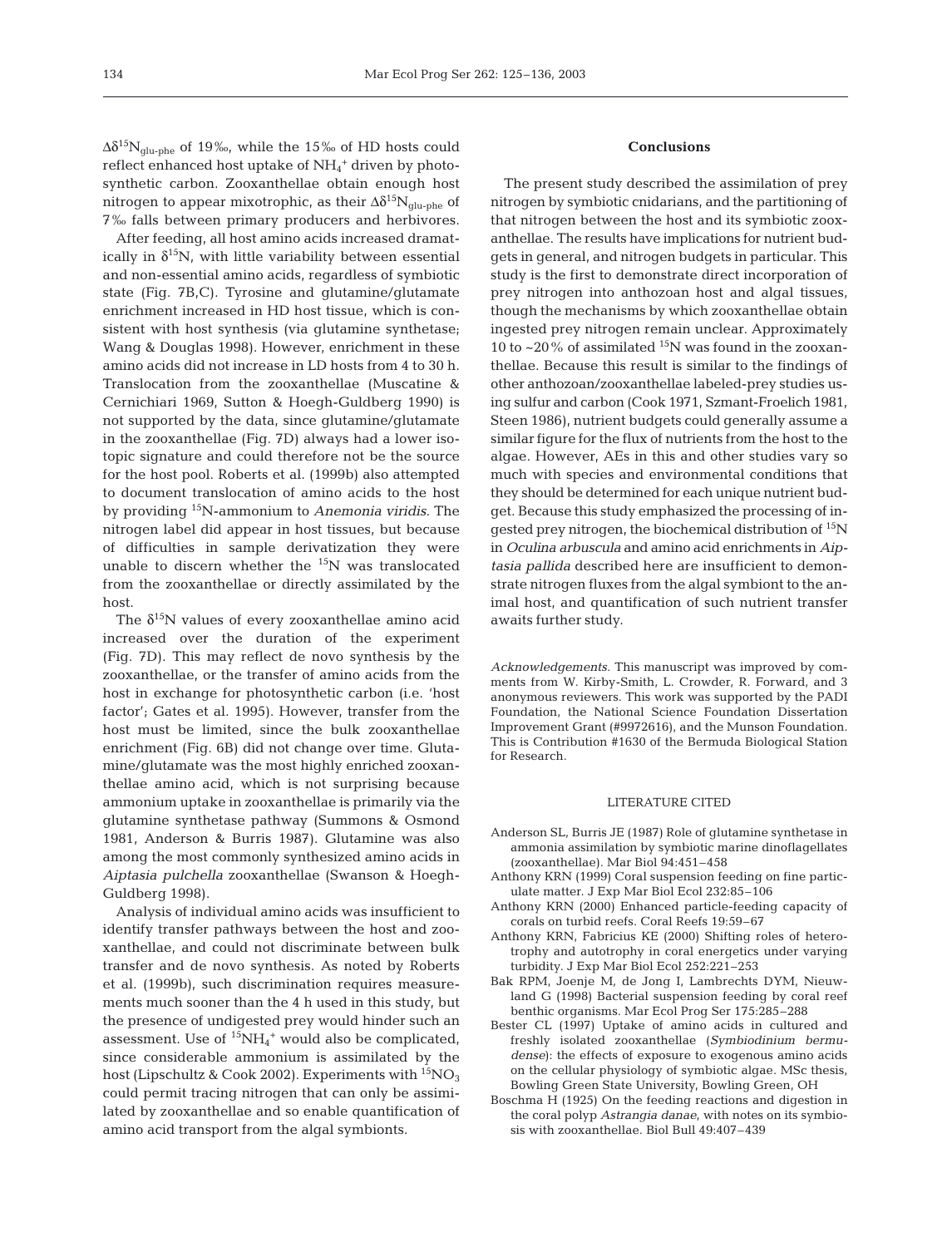$\Delta\delta^{15}N_{glu\text{-}phe}$ of 19‰, while the 15‰ of HD hosts could reflect enhanced host uptake of $NH_4^+$ driven by photosynthetic carbon. Zooxanthellae obtain enough host nitrogen to appear mixotrophic, as their $\Delta\delta^{15}N_{glu\text{-}phe}$ of 7‰ falls between primary producers and herbivores.

After feeding, all host amino acids increased dramatically in $\delta^{15}N$, with little variability between essential and non-essential amino acids, regardless of symbiotic state (Fig. 7B,C). Tyrosine and glutamine/glutamate enrichment increased in HD host tissue, which is consistent with host synthesis (via glutamine synthetase; Wang & Douglas 1998). However, enrichment in these amino acids did not increase in LD hosts from 4 to 30 h. Translocation from the zooxanthellae (Muscatine & Cernichiari 1969, Sutton & Hoegh-Guldberg 1990) is not supported by the data, since glutamine/glutamate in the zooxanthellae (Fig. 7D) always had a lower isotopic signature and could therefore not be the source for the host pool. Roberts et al. (1999b) also attempted to document translocation of amino acids to the host by providing $^{15}N$-ammonium to *Anemonia viridis*. The nitrogen label did appear in host tissues, but because of difficulties in sample derivatization they were unable to discern whether the $^{15}N$ was translocated from the zooxanthellae or directly assimilated by the host.

The $\delta^{15}N$ values of every zooxanthellae amino acid increased over the duration of the experiment (Fig. 7D). This may reflect de novo synthesis by the zooxanthellae, or the transfer of amino acids from the host in exchange for photosynthetic carbon (i.e. 'host factor'; Gates et al. 1995). However, transfer from the host must be limited, since the bulk zooxanthellae enrichment (Fig. 6B) did not change over time. Glutamine/glutamate was the most highly enriched zooxanthellae amino acid, which is not surprising because ammonium uptake in zooxanthellae is primarily via the glutamine synthetase pathway (Summons & Osmond 1981, Anderson & Burris 1987). Glutamine was also among the most commonly synthesized amino acids in *Aiptasia pulchella* zooxanthellae (Swanson & Hoegh-Guldberg 1998).

Analysis of individual amino acids was insufficient to identify transfer pathways between the host and zooxanthellae, and could not discriminate between bulk transfer and de novo synthesis. As noted by Roberts et al. (1999b), such discrimination requires measurements much sooner than the 4 h used in this study, but the presence of undigested prey would hinder such an assessment. Use of $^{15}NH_4^+$ would also be complicated, since considerable ammonium is assimilated by the host (Lipschultz & Cook 2002). Experiments with $^{15}NO_3$ could permit tracing nitrogen that can only be assimilated by zooxanthellae and so enable quantification of amino acid transport from the algal symbionts.

## Conclusions

The present study described the assimilation of prey nitrogen by symbiotic cnidarians, and the partitioning of that nitrogen between the host and its symbiotic zooxanthellae. The results have implications for nutrient budgets in general, and nitrogen budgets in particular. This study is the first to demonstrate direct incorporation of prey nitrogen into anthozoan host and algal tissues, though the mechanisms by which zooxanthellae obtain ingested prey nitrogen remain unclear. Approximately 10 to ~20% of assimilated $^{15}N$ was found in the zooxanthellae. Because this result is similar to the findings of other anthozoan/zooxanthellae labeled-prey studies using sulfur and carbon (Cook 1971, Szmant-Froelich 1981, Steen 1986), nutrient budgets could generally assume a similar figure for the flux of nutrients from the host to the algae. However, AEs in this and other studies vary so much with species and environmental conditions that they should be determined for each unique nutrient budget. Because this study emphasized the processing of ingested prey nitrogen, the biochemical distribution of $^{15}N$ in *Oculina arbuscula* and amino acid enrichments in *Aiptasia pallida* described here are insufficient to demonstrate nitrogen fluxes from the algal symbiont to the animal host, and quantification of such nutrient transfer awaits further study.

*Acknowledgements.* This manuscript was improved by comments from W. Kirby-Smith, L. Crowder, R. Forward, and 3 anonymous reviewers. This work was supported by the PADI Foundation, the National Science Foundation Dissertation Improvement Grant (#9972616), and the Munson Foundation. This is Contribution #1630 of the Bermuda Biological Station for Research.

## LITERATURE CITED

- Anderson SL, Burris JE (1987) Role of glutamine synthetase in ammonia assimilation by symbiotic marine dinoflagellates (zooxanthellae). Mar Biol 94:451–458
- Anthony KRN (1999) Coral suspension feeding on fine particulate matter. J Exp Mar Biol Ecol 232:85–106
- Anthony KRN (2000) Enhanced particle-feeding capacity of corals on turbid reefs. Coral Reefs 19:59–67
- Anthony KRN, Fabricius KE (2000) Shifting roles of heterotrophy and autotrophy in coral energetics under varying turbidity. J Exp Mar Biol Ecol 252:221–253
- Bak RPM, Joenje M, de Jong I, Lambrechts DYM, Nieuwland G (1998) Bacterial suspension feeding by coral reef benthic organisms. Mar Ecol Prog Ser 175:285–288
- Bester CL (1997) Uptake of amino acids in cultured and freshly isolated zooxanthellae (*Symbiodinium bermudense*): the effects of exposure to exogenous amino acids on the cellular physiology of symbiotic algae. MSc thesis, Bowling Green State University, Bowling Green, OH
- Boschma H (1925) On the feeding reactions and digestion in the coral polyp *Astrangia danae*, with notes on its symbiosis with zooxanthellae. Biol Bull 49:407–439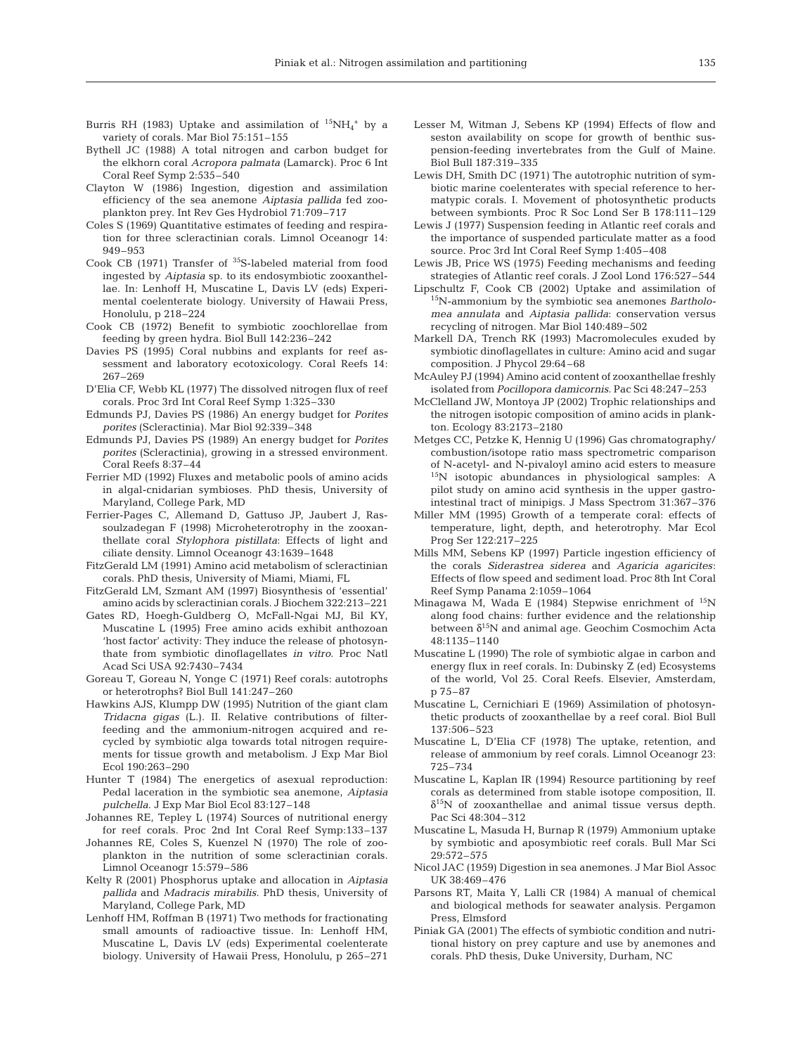Burris RH (1983) Uptake and assimilation of $^{15}NH_4^+$ by a variety of corals. Mar Biol 75:151–155

Bythell JC (1988) A total nitrogen and carbon budget for the elkhorn coral *Acropora palmata* (Lamarck). Proc 6 Int Coral Reef Symp 2:535–540

Clayton W (1986) Ingestion, digestion and assimilation efficiency of the sea anemone *Aiptasia pallida* fed zooplankton prey. Int Rev Ges Hydrobiol 71:709–717

Coles S (1969) Quantitative estimates of feeding and respiration for three scleractinian corals. Limnol Oceanogr 14: 949–953

Cook CB (1971) Transfer of $^{35}$S-labeled material from food ingested by *Aiptasia* sp. to its endosymbiotic zooxanthellae. In: Lenhoff H, Muscatine L, Davis LV (eds) Experimental coelenterate biology. University of Hawaii Press, Honolulu, p 218–224

Cook CB (1972) Benefit to symbiotic zoochlorellae from feeding by green hydra. Biol Bull 142:236–242

Davies PS (1995) Coral nubbins and explants for reef assessment and laboratory ecotoxicology. Coral Reefs 14: 267–269

D'Elia CF, Webb KL (1977) The dissolved nitrogen flux of reef corals. Proc 3rd Int Coral Reef Symp 1:325–330

Edmunds PJ, Davies PS (1986) An energy budget for *Porites porites* (Scleractinia). Mar Biol 92:339–348

Edmunds PJ, Davies PS (1989) An energy budget for *Porites porites* (Scleractinia), growing in a stressed environment. Coral Reefs 8:37–44

Ferrier MD (1992) Fluxes and metabolic pools of amino acids in algal-cnidarian symbioses. PhD thesis, University of Maryland, College Park, MD

Ferrier-Pages C, Allemand D, Gattuso JP, Jaubert J, Rassoulzadegan F (1998) Microheterotrophy in the zooxanthellate coral *Stylophora pistillata*: Effects of light and ciliate density. Limnol Oceanogr 43:1639–1648

FitzGerald LM (1991) Amino acid metabolism of scleractinian corals. PhD thesis, University of Miami, Miami, FL

FitzGerald LM, Szmant AM (1997) Biosynthesis of 'essential' amino acids by scleractinian corals. J Biochem 322:213–221

Gates RD, Hoegh-Guldberg O, McFall-Ngai MJ, Bil KY, Muscatine L (1995) Free amino acids exhibit anthozoan 'host factor' activity: They induce the release of photosynthate from symbiotic dinoflagellates *in vitro*. Proc Natl Acad Sci USA 92:7430–7434

Goreau T, Goreau N, Yonge C (1971) Reef corals: autotrophs or heterotrophs? Biol Bull 141:247–260

Hawkins AJS, Klumpp DW (1995) Nutrition of the giant clam *Tridacna gigas* (L.). II. Relative contributions of filter-feeding and the ammonium-nitrogen acquired and recycled by symbiotic alga towards total nitrogen requirements for tissue growth and metabolism. J Exp Mar Biol Ecol 190:263–290

Hunter T (1984) The energetics of asexual reproduction: Pedal laceration in the symbiotic sea anemone, *Aiptasia pulchella*. J Exp Mar Biol Ecol 83:127–148

Johannes RE, Tepley L (1974) Sources of nutritional energy for reef corals. Proc 2nd Int Coral Reef Symp:133–137

Johannes RE, Coles S, Kuenzel N (1970) The role of zooplankton in the nutrition of some scleractinian corals. Limnol Oceanogr 15:579–586

Kelty R (2001) Phosphorus uptake and allocation in *Aiptasia pallida* and *Madracis mirabilis*. PhD thesis, University of Maryland, College Park, MD

Lenhoff HM, Roffman B (1971) Two methods for fractionating small amounts of radioactive tissue. In: Lenhoff HM, Muscatine L, Davis LV (eds) Experimental coelenterate biology. University of Hawaii Press, Honolulu, p 265–271

Lesser M, Witman J, Sebens KP (1994) Effects of flow and seston availability on scope for growth of benthic suspension-feeding invertebrates from the Gulf of Maine. Biol Bull 187:319–335

Lewis DH, Smith DC (1971) The autotrophic nutrition of symbiotic marine coelenterates with special reference to hermatypic corals. I. Movement of photosynthetic products between symbionts. Proc R Soc Lond Ser B 178:111–129

Lewis J (1977) Suspension feeding in Atlantic reef corals and the importance of suspended particulate matter as a food source. Proc 3rd Int Coral Reef Symp 1:405–408

Lewis JB, Price WS (1975) Feeding mechanisms and feeding strategies of Atlantic reef corals. J Zool Lond 176:527–544

Lipschultz F, Cook CB (2002) Uptake and assimilation of $^{15}$N-ammonium by the symbiotic sea anemones *Bartholomea annulata* and *Aiptasia pallida*: conservation versus recycling of nitrogen. Mar Biol 140:489–502

Markell DA, Trench RK (1993) Macromolecules exuded by symbiotic dinoflagellates in culture: Amino acid and sugar composition. J Phycol 29:64–68

McAuley PJ (1994) Amino acid content of zooxanthellae freshly isolated from *Pocillopora damicornis*. Pac Sci 48:247–253

McClelland JW, Montoya JP (2002) Trophic relationships and the nitrogen isotopic composition of amino acids in plankton. Ecology 83:2173–2180

Metges CC, Petzke K, Hennig U (1996) Gas chromatography/combustion/isotope ratio mass spectrometric comparison of N-acetyl- and N-pivaloyl amino acid esters to measure $^{15}$N isotopic abundances in physiological samples: A pilot study on amino acid synthesis in the upper gastrointestinal tract of minipigs. J Mass Spectrom 31:367–376

Miller MM (1995) Growth of a temperate coral: effects of temperature, light, depth, and heterotrophy. Mar Ecol Prog Ser 122:217–225

Mills MM, Sebens KP (1997) Particle ingestion efficiency of the corals *Siderastrea siderea* and *Agaricia agaricites*: Effects of flow speed and sediment load. Proc 8th Int Coral Reef Symp Panama 2:1059–1064

Minagawa M, Wada E (1984) Stepwise enrichment of $^{15}$N along food chains: further evidence and the relationship between $\delta^{15}$N and animal age. Geochim Cosmochim Acta 48:1135–1140

Muscatine L (1990) The role of symbiotic algae in carbon and energy flux in reef corals. In: Dubinsky Z (ed) Ecosystems of the world, Vol 25. Coral Reefs. Elsevier, Amsterdam, p 75–87

Muscatine L, Cernichiari E (1969) Assimilation of photosynthetic products of zooxanthellae by a reef coral. Biol Bull 137:506–523

Muscatine L, D'Elia CF (1978) The uptake, retention, and release of ammonium by reef corals. Limnol Oceanogr 23: 725–734

Muscatine L, Kaplan IR (1994) Resource partitioning by reef corals as determined from stable isotope composition, II. $\delta^{15}$N of zooxanthellae and animal tissue versus depth. Pac Sci 48:304–312

Muscatine L, Masuda H, Burnap R (1979) Ammonium uptake by symbiotic and aposymbiotic reef corals. Bull Mar Sci 29:572–575

Nicol JAC (1959) Digestion in sea anemones. J Mar Biol Assoc UK 38:469–476

Parsons RT, Maita Y, Lalli CR (1984) A manual of chemical and biological methods for seawater analysis. Pergamon Press, Elmsford

Piniak GA (2001) The effects of symbiotic condition and nutritional history on prey capture and use by anemones and corals. PhD thesis, Duke University, Durham, NC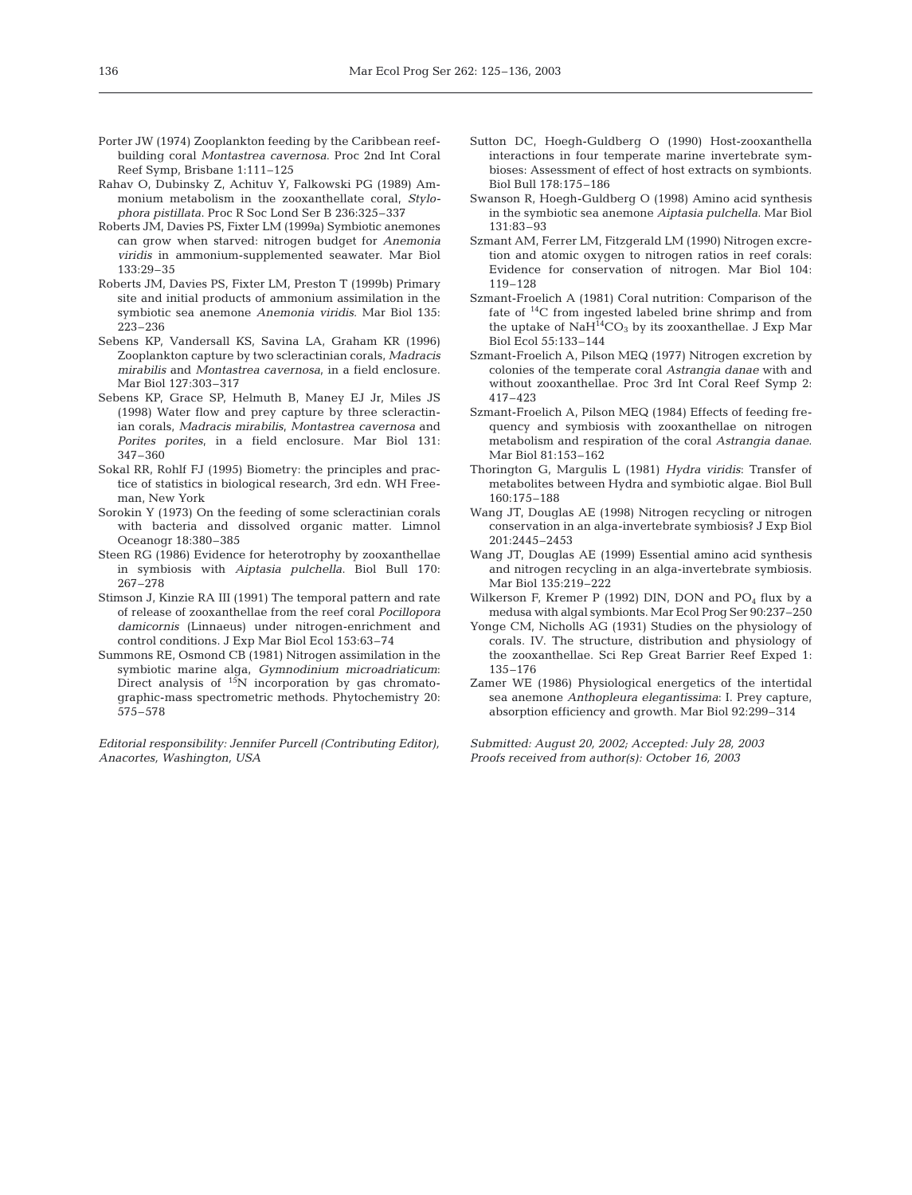Porter JW (1974) Zooplankton feeding by the Caribbean reef-building coral *Montastrea cavernosa*. Proc 2nd Int Coral Reef Symp, Brisbane 1:111–125

Rahav O, Dubinsky Z, Achituv Y, Falkowski PG (1989) Ammonium metabolism in the zooxanthellate coral, *Stylophora pistillata*. Proc R Soc Lond Ser B 236:325–337

Roberts JM, Davies PS, Fixter LM (1999a) Symbiotic anemones can grow when starved: nitrogen budget for *Anemonia viridis* in ammonium-supplemented seawater. Mar Biol 133:29–35

Roberts JM, Davies PS, Fixter LM, Preston T (1999b) Primary site and initial products of ammonium assimilation in the symbiotic sea anemone *Anemonia viridis*. Mar Biol 135: 223–236

Sebens KP, Vandersall KS, Savina LA, Graham KR (1996) Zooplankton capture by two scleractinian corals, *Madracis mirabilis* and *Montastrea cavernosa*, in a field enclosure. Mar Biol 127:303–317

Sebens KP, Grace SP, Helmuth B, Maney EJ Jr, Miles JS (1998) Water flow and prey capture by three scleractinian corals, *Madracis mirabilis*, *Montastrea cavernosa* and *Porites porites*, in a field enclosure. Mar Biol 131: 347–360

Sokal RR, Rohlf FJ (1995) Biometry: the principles and practice of statistics in biological research, 3rd edn. WH Freeman, New York

Sorokin Y (1973) On the feeding of some scleractinian corals with bacteria and dissolved organic matter. Limnol Oceanogr 18:380–385

Steen RG (1986) Evidence for heterotrophy by zooxanthellae in symbiosis with *Aiptasia pulchella*. Biol Bull 170: 267–278

Stimson J, Kinzie RA III (1991) The temporal pattern and rate of release of zooxanthellae from the reef coral *Pocillopora damicornis* (Linnaeus) under nitrogen-enrichment and control conditions. J Exp Mar Biol Ecol 153:63–74

Summons RE, Osmond CB (1981) Nitrogen assimilation in the symbiotic marine alga, *Gymnodinium microadriaticum*: Direct analysis of $^{15}N$ incorporation by gas chromatographic-mass spectrometric methods. Phytochemistry 20: 575–578

Sutton DC, Hoegh-Guldberg O (1990) Host-zooxanthella interactions in four temperate marine invertebrate symbioses: Assessment of effect of host extracts on symbionts. Biol Bull 178:175–186

Swanson R, Hoegh-Guldberg O (1998) Amino acid synthesis in the symbiotic sea anemone *Aiptasia pulchella*. Mar Biol 131:83–93

Szmant AM, Ferrer LM, Fitzgerald LM (1990) Nitrogen excretion and atomic oxygen to nitrogen ratios in reef corals: Evidence for conservation of nitrogen. Mar Biol 104: 119–128

Szmant-Froelich A (1981) Coral nutrition: Comparison of the fate of $^{14}C$ from ingested labeled brine shrimp and from the uptake of $NaH^{14}CO_3$ by its zooxanthellae. J Exp Mar Biol Ecol 55:133–144

Szmant-Froelich A, Pilson MEQ (1977) Nitrogen excretion by colonies of the temperate coral *Astrangia danae* with and without zooxanthellae. Proc 3rd Int Coral Reef Symp 2: 417–423

Szmant-Froelich A, Pilson MEQ (1984) Effects of feeding frequency and symbiosis with zooxanthellae on nitrogen metabolism and respiration of the coral *Astrangia danae*. Mar Biol 81:153–162

Thorington G, Margulis L (1981) *Hydra viridis*: Transfer of metabolites between Hydra and symbiotic algae. Biol Bull 160:175–188

Wang JT, Douglas AE (1998) Nitrogen recycling or nitrogen conservation in an alga-invertebrate symbiosis? J Exp Biol 201:2445–2453

Wang JT, Douglas AE (1999) Essential amino acid synthesis and nitrogen recycling in an alga-invertebrate symbiosis. Mar Biol 135:219–222

Wilkerson F, Kremer P (1992) DIN, DON and $PO_4$ flux by a medusa with algal symbionts. Mar Ecol Prog Ser 90:237–250

Yonge CM, Nicholls AG (1931) Studies on the physiology of corals. IV. The structure, distribution and physiology of the zooxanthellae. Sci Rep Great Barrier Reef Exped 1: 135–176

Zamer WE (1986) Physiological energetics of the intertidal sea anemone *Anthopleura elegantissima*: I. Prey capture, absorption efficiency and growth. Mar Biol 92:299–314

*Editorial responsibility: Jennifer Purcell (Contributing Editor), Anacortes, Washington, USA*

*Submitted: August 20, 2002; Accepted: July 28, 2003*
*Proofs received from author(s): October 16, 2003*